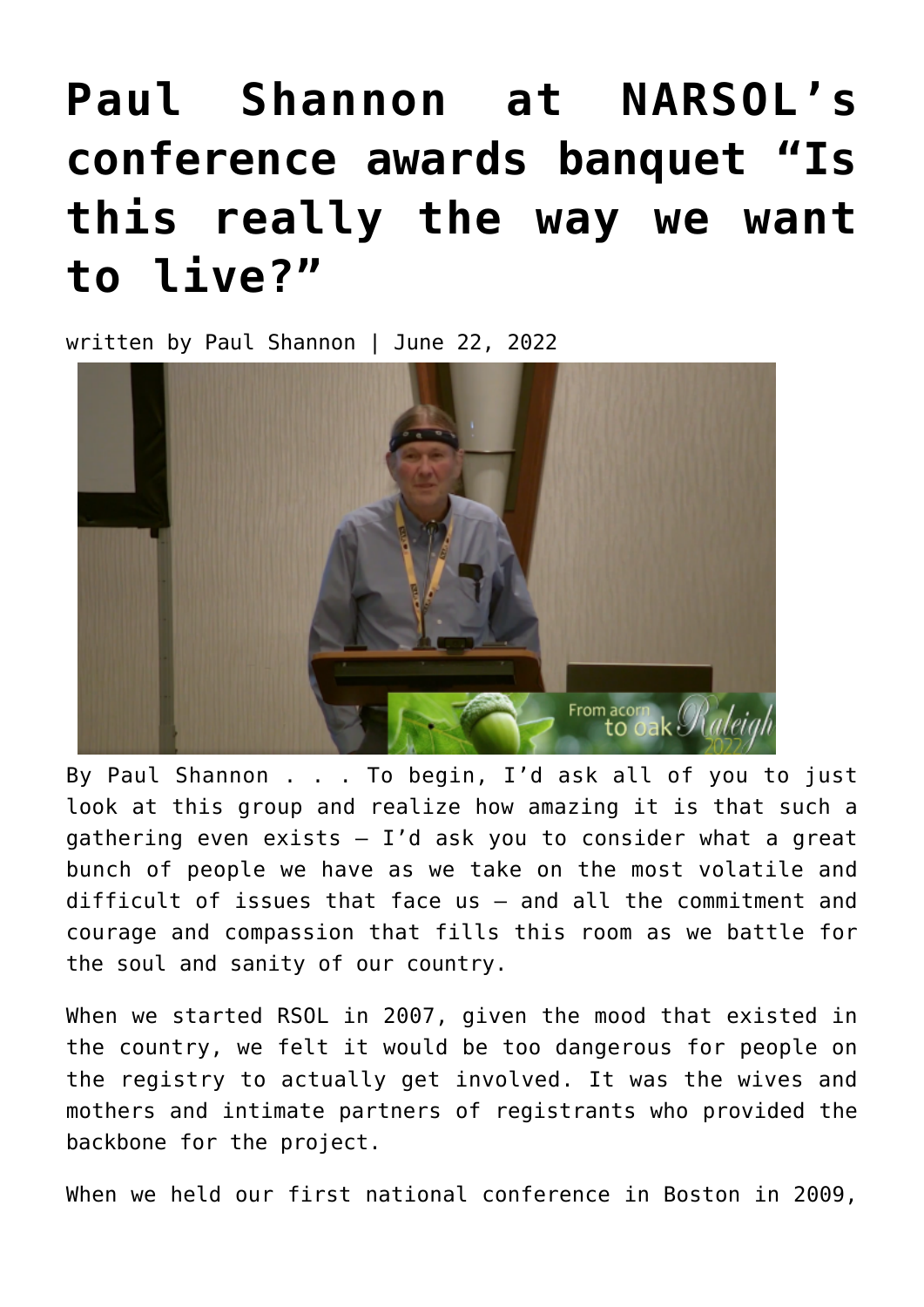# Paul Shannon at NARSOL's conference awards banquet "Is this really the way we want to live?"

written by Paul Shannon | June 22, 2022

By Paul Shannon . . . To begin, I'd ask all of you to just look at this group and realize how amazing it is that such a gathering even exists – I'd ask you to consider what a great bunch of people we have as we take on the most volatile and difficult of issues that face us – and all the commitment and courage and compassion that fills this room as we battle for the soul and sanity of our country.

When we started RSOL in 2007, given the mood that existed in the country, we felt it would be too dangerous for people on the registry to actually get involved. It was the wives and mothers and intimate partners of registrants who provided the backbone for the project.

When we held our first national conference in Boston in 2009,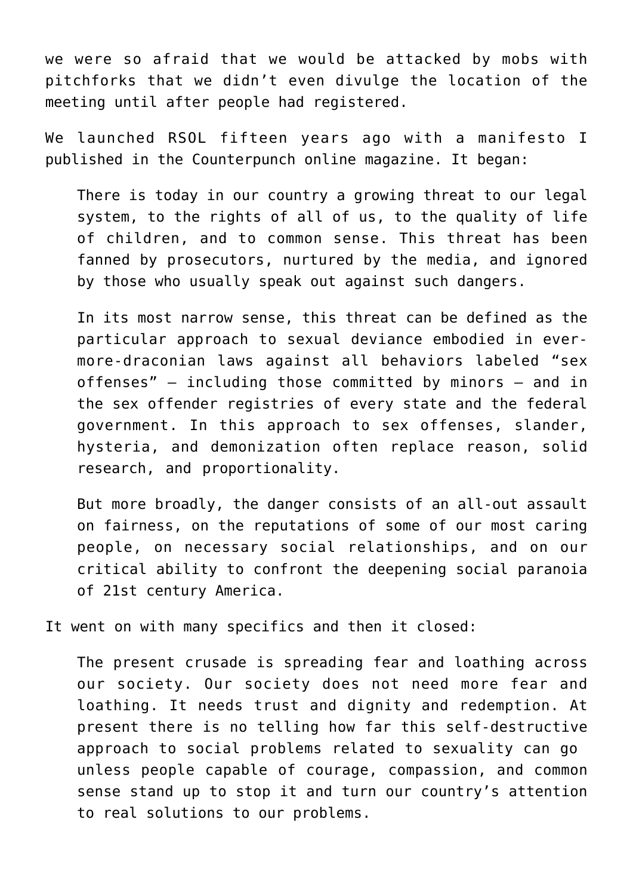we were so afraid that we would be attacked by mobs with pitchforks that we didn't even divulge the location of the meeting until after people had registered.

We launched RSOL fifteen years ago with a manifesto I published in the Counterpunch online magazine. It began:

> There is today in our country a growing threat to our legal system, to the rights of all of us, to the quality of life of children, and to common sense. This threat has been fanned by prosecutors, nurtured by the media, and ignored by those who usually speak out against such dangers.
>
> In its most narrow sense, this threat can be defined as the particular approach to sexual deviance embodied in ever-more-draconian laws against all behaviors labeled "sex offenses" – including those committed by minors – and in the sex offender registries of every state and the federal government. In this approach to sex offenses, slander, hysteria, and demonization often replace reason, solid research, and proportionality.
>
> But more broadly, the danger consists of an all-out assault on fairness, on the reputations of some of our most caring people, on necessary social relationships, and on our critical ability to confront the deepening social paranoia of 21st century America.

It went on with many specifics and then it closed:

> The present crusade is spreading fear and loathing across our society. Our society does not need more fear and loathing. It needs trust and dignity and redemption. At present there is no telling how far this self-destructive approach to social problems related to sexuality can go unless people capable of courage, compassion, and common sense stand up to stop it and turn our country's attention to real solutions to our problems.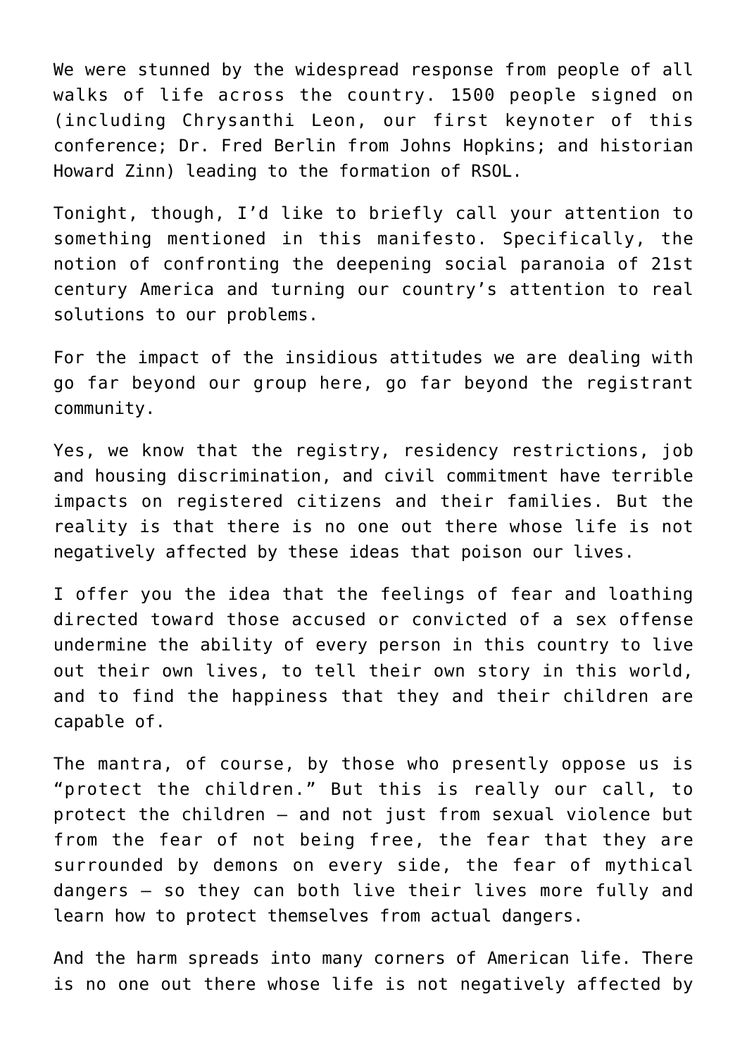We were stunned by the widespread response from people of all walks of life across the country. 1500 people signed on (including Chrysanthi Leon, our first keynoter of this conference; Dr. Fred Berlin from Johns Hopkins; and historian Howard Zinn) leading to the formation of RSOL.

Tonight, though, I'd like to briefly call your attention to something mentioned in this manifesto. Specifically, the notion of confronting the deepening social paranoia of 21st century America and turning our country's attention to real solutions to our problems.

For the impact of the insidious attitudes we are dealing with go far beyond our group here, go far beyond the registrant community.

Yes, we know that the registry, residency restrictions, job and housing discrimination, and civil commitment have terrible impacts on registered citizens and their families. But the reality is that there is no one out there whose life is not negatively affected by these ideas that poison our lives.

I offer you the idea that the feelings of fear and loathing directed toward those accused or convicted of a sex offense undermine the ability of every person in this country to live out their own lives, to tell their own story in this world, and to find the happiness that they and their children are capable of.

The mantra, of course, by those who presently oppose us is "protect the children." But this is really our call, to protect the children – and not just from sexual violence but from the fear of not being free, the fear that they are surrounded by demons on every side, the fear of mythical dangers – so they can both live their lives more fully and learn how to protect themselves from actual dangers.

And the harm spreads into many corners of American life. There is no one out there whose life is not negatively affected by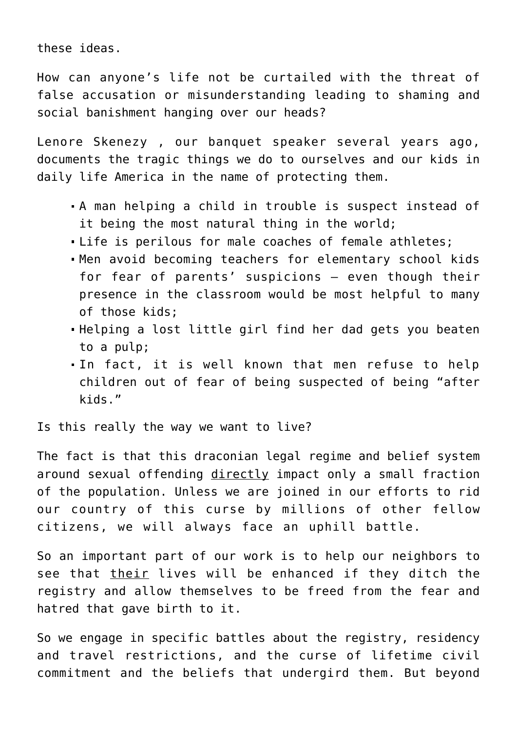these ideas.

How can anyone's life not be curtailed with the threat of false accusation or misunderstanding leading to shaming and social banishment hanging over our heads?

Lenore Skenezy , our banquet speaker several years ago, documents the tragic things we do to ourselves and our kids in daily life America in the name of protecting them.

- A man helping a child in trouble is suspect instead of it being the most natural thing in the world;
- Life is perilous for male coaches of female athletes;
- Men avoid becoming teachers for elementary school kids for fear of parents' suspicions – even though their presence in the classroom would be most helpful to many of those kids;
- Helping a lost little girl find her dad gets you beaten to a pulp;
- In fact, it is well known that men refuse to help children out of fear of being suspected of being "after kids."

Is this really the way we want to live?

The fact is that this draconian legal regime and belief system around sexual offending <u>directly</u> impact only a small fraction of the population. Unless we are joined in our efforts to rid our country of this curse by millions of other fellow citizens, we will always face an uphill battle.

So an important part of our work is to help our neighbors to see that <u>their</u> lives will be enhanced if they ditch the registry and allow themselves to be freed from the fear and hatred that gave birth to it.

So we engage in specific battles about the registry, residency and travel restrictions, and the curse of lifetime civil commitment and the beliefs that undergird them. But beyond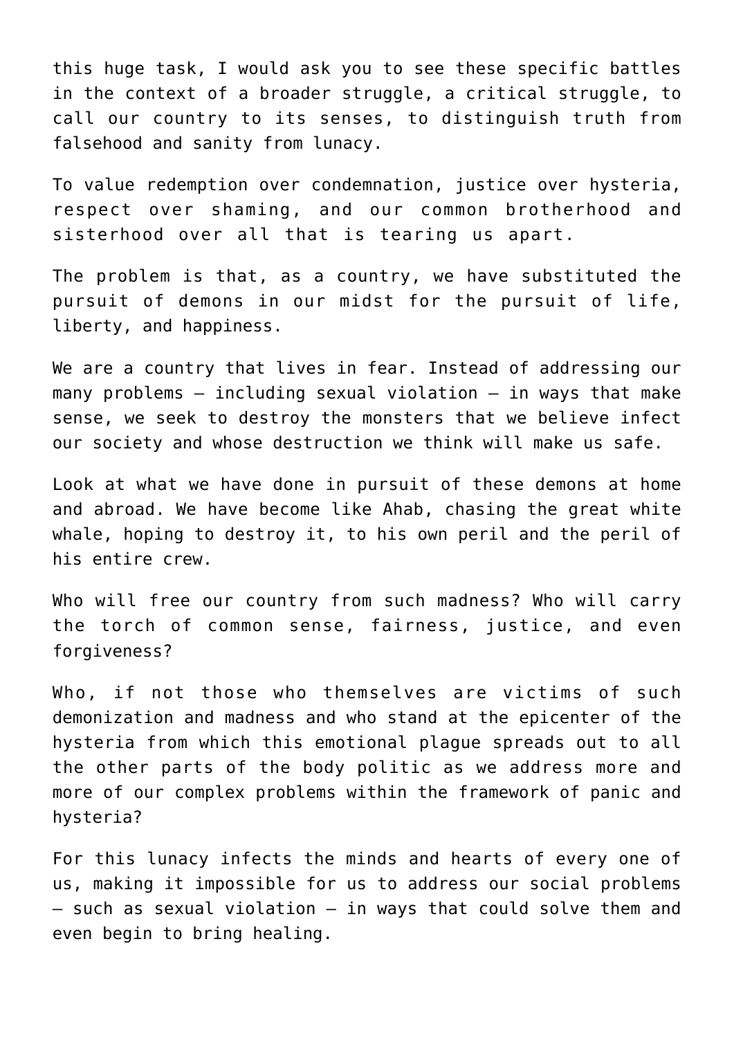this huge task, I would ask you to see these specific battles in the context of a broader struggle, a critical struggle, to call our country to its senses, to distinguish truth from falsehood and sanity from lunacy.

To value redemption over condemnation, justice over hysteria, respect over shaming, and our common brotherhood and sisterhood over all that is tearing us apart.

The problem is that, as a country, we have substituted the pursuit of demons in our midst for the pursuit of life, liberty, and happiness.

We are a country that lives in fear. Instead of addressing our many problems – including sexual violation – in ways that make sense, we seek to destroy the monsters that we believe infect our society and whose destruction we think will make us safe.

Look at what we have done in pursuit of these demons at home and abroad. We have become like Ahab, chasing the great white whale, hoping to destroy it, to his own peril and the peril of his entire crew.

Who will free our country from such madness? Who will carry the torch of common sense, fairness, justice, and even forgiveness?

Who, if not those who themselves are victims of such demonization and madness and who stand at the epicenter of the hysteria from which this emotional plague spreads out to all the other parts of the body politic as we address more and more of our complex problems within the framework of panic and hysteria?

For this lunacy infects the minds and hearts of every one of us, making it impossible for us to address our social problems – such as sexual violation – in ways that could solve them and even begin to bring healing.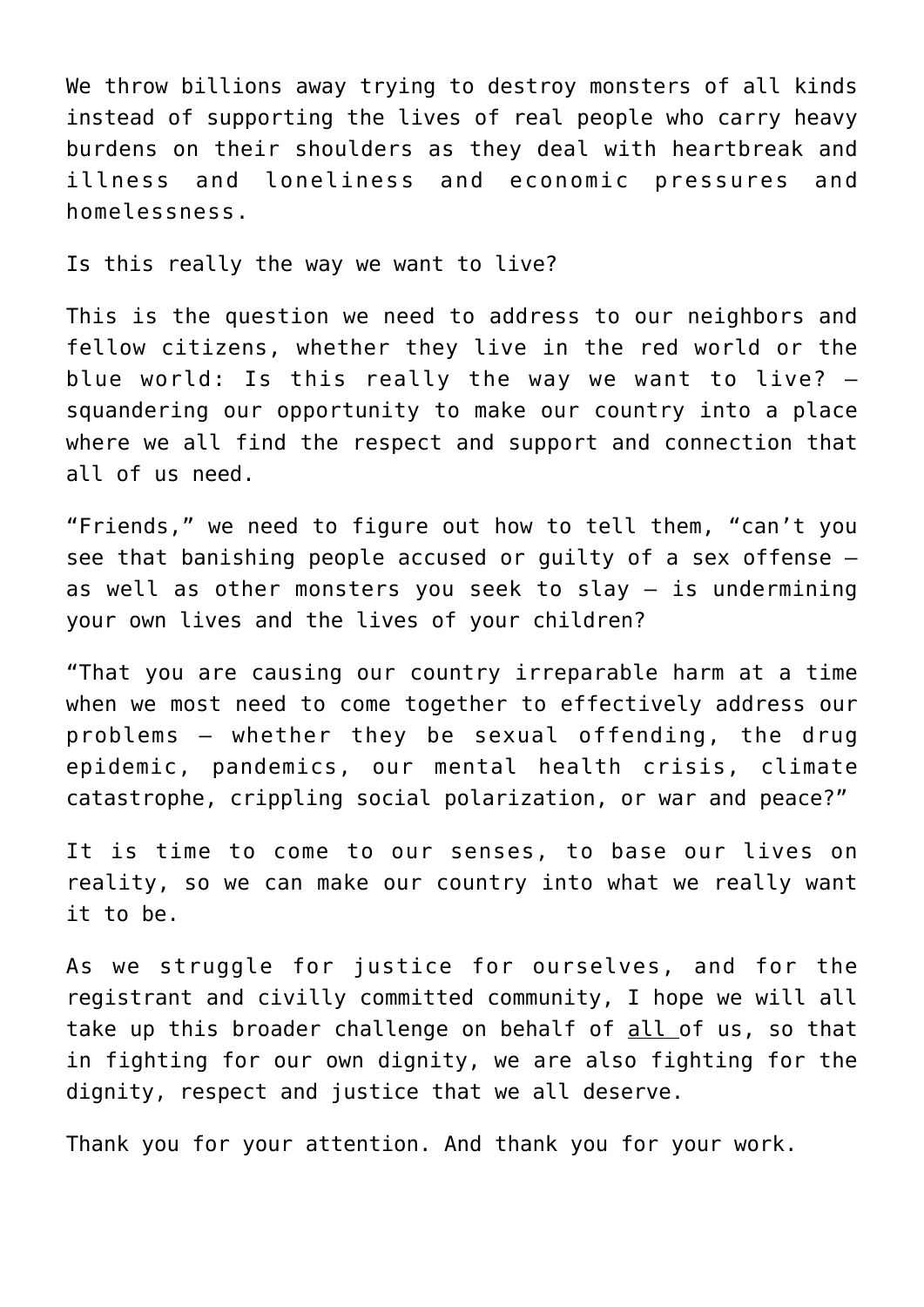We throw billions away trying to destroy monsters of all kinds instead of supporting the lives of real people who carry heavy burdens on their shoulders as they deal with heartbreak and illness and loneliness and economic pressures and homelessness.

Is this really the way we want to live?

This is the question we need to address to our neighbors and fellow citizens, whether they live in the red world or the blue world: Is this really the way we want to live? – squandering our opportunity to make our country into a place where we all find the respect and support and connection that all of us need.

"Friends," we need to figure out how to tell them, "can't you see that banishing people accused or guilty of a sex offense – as well as other monsters you seek to slay – is undermining your own lives and the lives of your children?

"That you are causing our country irreparable harm at a time when we most need to come together to effectively address our problems – whether they be sexual offending, the drug epidemic, pandemics, our mental health crisis, climate catastrophe, crippling social polarization, or war and peace?"

It is time to come to our senses, to base our lives on reality, so we can make our country into what we really want it to be.

As we struggle for justice for ourselves, and for the registrant and civilly committed community, I hope we will all take up this broader challenge on behalf of <u>all</u> of us, so that in fighting for our own dignity, we are also fighting for the dignity, respect and justice that we all deserve.

Thank you for your attention. And thank you for your work.